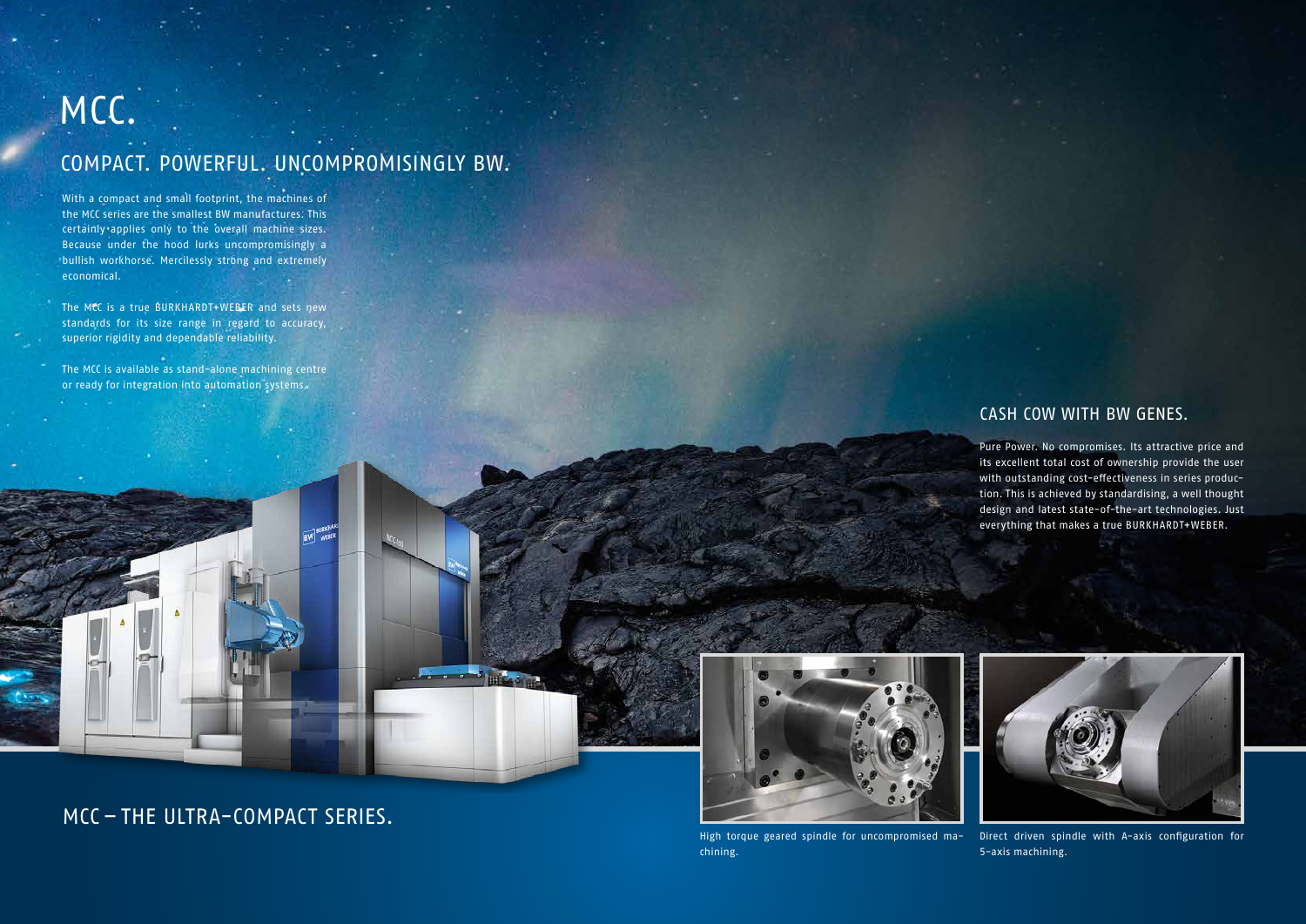# MCC.

## COMPACT. POWERFUL. UNCOMPROMISINGLY BW.

With a compact and small footprint, the machines of the MCC series are the smallest BW manufactures. This certainly applies only to the overall machine sizes. Because under the hood lurks uncompromisingly a bullish workhorse. Mercilessly strong and extremely economical.

The MCC is a true BURKHARDT+WEBER and sets new standards for its size range in regard to accuracy, superior rigidity and dependable reliability.

The MCC is available as stand-alone machining centre or ready for integration into automation systems.

## CASH COW WITH BW GENES.

Pure Power. No compromises. Its attractive price and its excellent total cost of ownership provide the user with outstanding cost-effectiveness in series production. This is achieved by standardising, a well thought design and latest state-of-the-art technologies. Just everything that makes a true BURKHARDT+WEBER.

## MCC – THE ULTRA-COMPACT SERIES.

High torque geared spindle for uncompromised machining.

Direct driven spindle with A-axis configuration for 5-axis machining.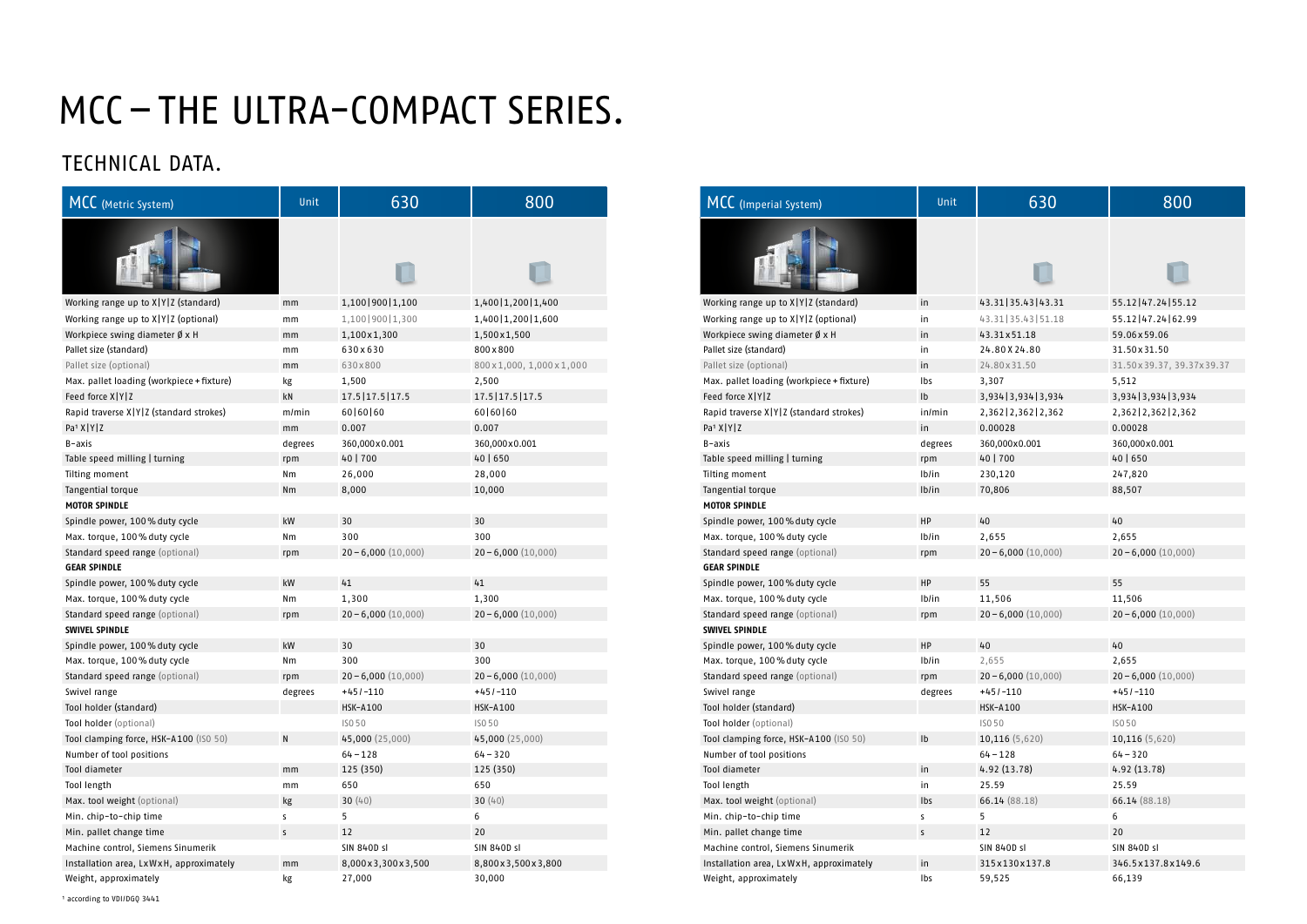# MCC – THE ULTRA-COMPACT SERIES.

## TECHNICAL DATA.

| MCC (Metric System) | Unit | 630 | 800 |
|---|---|---|---|
| Working range up to X\|Y\|Z (standard) | mm | 1,100\|900\|1,100 | 1,400\|1,200\|1,400 |
| Working range up to X\|Y\|Z (optional) | mm | 1,100\|900\|1,300 | 1,400\|1,200\|1,600 |
| Workpiece swing diameter Ø x H | mm | 1,100 x 1,300 | 1,500 x 1,500 |
| Pallet size (standard) | mm | 630 x 630 | 800 x 800 |
| Pallet size (optional) | mm | 630 x 800 | 800 x 1,000, 1,000 x 1,000 |
| Max. pallet loading (workpiece + fixture) | kg | 1,500 | 2,500 |
| Feed force X\|Y\|Z | kN | 17.5\|17.5\|17.5 | 17.5\|17.5\|17.5 |
| Rapid traverse X\|Y\|Z (standard strokes) | m/min | 60\|60\|60 | 60\|60\|60 |
| Pa[1] X\|Y\|Z | mm | 0.007 | 0.007 |
| B-axis | degrees | 360,000x0.001 | 360,000x0.001 |
| Table speed milling \| turning | rpm | 40 \| 700 | 40 \| 650 |
| Tilting moment | Nm | 26,000 | 28,000 |
| Tangential torque | Nm | 8,000 | 10,000 |
| **MOTOR SPINDLE** | | | |
| Spindle power, 100 % duty cycle | kW | 30 | 30 |
| Max. torque, 100 % duty cycle | Nm | 300 | 300 |
| Standard speed range (optional) | rpm | 20 – 6,000 (10,000) | 20 – 6,000 (10,000) |
| **GEAR SPINDLE** | | | |
| Spindle power, 100 % duty cycle | kW | 41 | 41 |
| Max. torque, 100 % duty cycle | Nm | 1,300 | 1,300 |
| Standard speed range (optional) | rpm | 20 – 6,000 (10,000) | 20 – 6,000 (10,000) |
| **SWIVEL SPINDLE** | | | |
| Spindle power, 100 % duty cycle | kW | 30 | 30 |
| Max. torque, 100 % duty cycle | Nm | 300 | 300 |
| Standard speed range (optional) | rpm | 20 – 6,000 (10,000) | 20 – 6,000 (10,000) |
| Swivel range | degrees | +45 / -110 | +45 / -110 |
| Tool holder (standard) | | HSK-A100 | HSK-A100 |
| Tool holder (optional) | | ISO 50 | ISO 50 |
| Tool clamping force, HSK-A100 (ISO 50) | N | 45,000 (25,000) | 45,000 (25,000) |
| Number of tool positions | | 64 – 128 | 64 – 320 |
| Tool diameter | mm | 125 (350) | 125 (350) |
| Tool length | mm | 650 | 650 |
| Max. tool weight (optional) | kg | 30 (40) | 30 (40) |
| Min. chip-to-chip time | s | 5 | 6 |
| Min. pallet change time | s | 12 | 20 |
| Machine control, Siemens Sinumerik | | SIN 840D sl | SIN 840D sl |
| Installation area, LxWxH, approximately | mm | 8,000 x 3,300 x 3,500 | 8,800 x 3,500 x 3,800 |
| Weight, approximately | kg | 27,000 | 30,000 |

| MCC (Imperial System) | Unit | 630 | 800 |
|---|---|---|---|
| Working range up to X\|Y\|Z (standard) | in | 43.31\|35.43\|43.31 | 55.12\|47.24\|55.12 |
| Working range up to X\|Y\|Z (optional) | in | 43.31\|35.43\|51.18 | 55.12\|47.24\|62.99 |
| Workpiece swing diameter Ø x H | in | 43.31 x 51.18 | 59.06 x 59.06 |
| Pallet size (standard) | in | 24.80 X 24.80 | 31.50 x 31.50 |
| Pallet size (optional) | in | 24.80 x 31.50 | 31.50 x 39.37, 39.37 x 39.37 |
| Max. pallet loading (workpiece + fixture) | lbs | 3,307 | 5,512 |
| Feed force X\|Y\|Z | lb | 3,934\|3,934\|3,934 | 3,934\|3,934\|3,934 |
| Rapid traverse X\|Y\|Z (standard strokes) | in/min | 2,362\|2,362\|2,362 | 2,362\|2,362\|2,362 |
| Pa[1] X\|Y\|Z | in | 0.00028 | 0.00028 |
| B-axis | degrees | 360,000x0.001 | 360,000x0.001 |
| Table speed milling \| turning | rpm | 40 \| 700 | 40 \| 650 |
| Tilting moment | lb/in | 230,120 | 247,820 |
| Tangential torque | lb/in | 70,806 | 88,507 |
| **MOTOR SPINDLE** | | | |
| Spindle power, 100 % duty cycle | HP | 40 | 40 |
| Max. torque, 100 % duty cycle | lb/in | 2,655 | 2,655 |
| Standard speed range (optional) | rpm | 20 – 6,000 (10,000) | 20 – 6,000 (10,000) |
| **GEAR SPINDLE** | | | |
| Spindle power, 100 % duty cycle | HP | 55 | 55 |
| Max. torque, 100 % duty cycle | lb/in | 11,506 | 11,506 |
| Standard speed range (optional) | rpm | 20 – 6,000 (10,000) | 20 – 6,000 (10,000) |
| **SWIVEL SPINDLE** | | | |
| Spindle power, 100 % duty cycle | HP | 40 | 40 |
| Max. torque, 100 % duty cycle | lb/in | 2,655 | 2,655 |
| Standard speed range (optional) | rpm | 20 – 6,000 (10,000) | 20 – 6,000 (10,000) |
| Swivel range | degrees | +45 / -110 | +45 / -110 |
| Tool holder (standard) | | HSK-A100 | HSK-A100 |
| Tool holder (optional) | | ISO 50 | ISO 50 |
| Tool clamping force, HSK-A100 (ISO 50) | lb | 10,116 (5,620) | 10,116 (5,620) |
| Number of tool positions | | 64 – 128 | 64 – 320 |
| Tool diameter | in | 4.92 (13.78) | 4.92 (13.78) |
| Tool length | in | 25.59 | 25.59 |
| Max. tool weight (optional) | lbs | 66.14 (88.18) | 66.14 (88.18) |
| Min. chip-to-chip time | s | 5 | 6 |
| Min. pallet change time | s | 12 | 20 |
| Machine control, Siemens Sinumerik | | SIN 840D sl | SIN 840D sl |
| Installation area, LxWxH, approximately | in | 315 x 130 x 137.8 | 346.5 x 137.8 x 149.6 |
| Weight, approximately | lbs | 59,525 | 66,139 |

[1] according to VDI/DGQ 3441